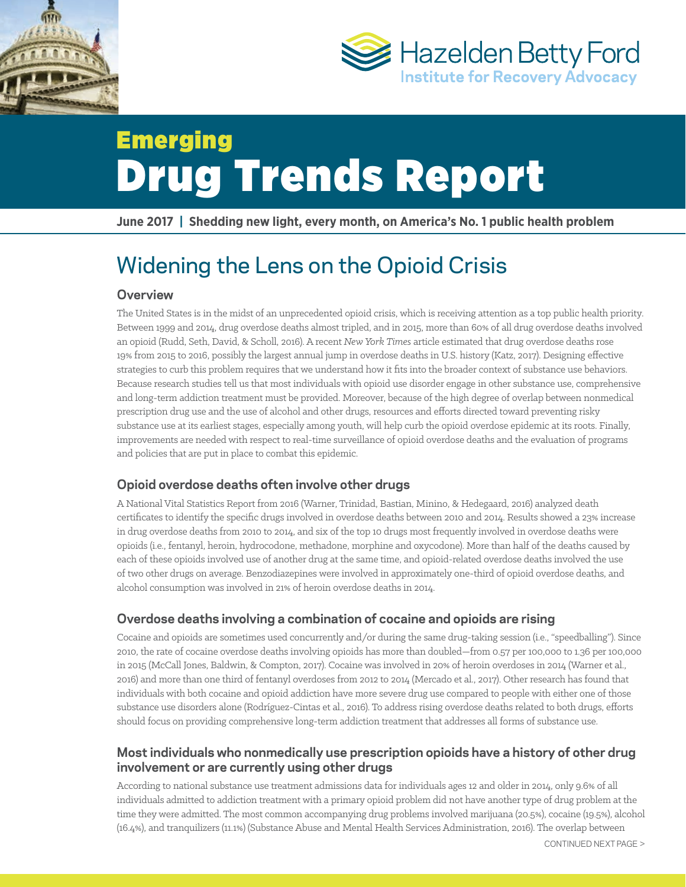Hazelden Betty Ford
Institute for Recovery Advocacy

# Emerging Drug Trends Report

**June 2017 | Shedding new light, every month, on America's No. 1 public health problem**

## Widening the Lens on the Opioid Crisis

### Overview

The United States is in the midst of an unprecedented opioid crisis, which is receiving attention as a top public health priority. Between 1999 and 2014, drug overdose deaths almost tripled, and in 2015, more than 60% of all drug overdose deaths involved an opioid (Rudd, Seth, David, & Scholl, 2016). A recent *New York Times* article estimated that drug overdose deaths rose 19% from 2015 to 2016, possibly the largest annual jump in overdose deaths in U.S. history (Katz, 2017). Designing effective strategies to curb this problem requires that we understand how it fits into the broader context of substance use behaviors. Because research studies tell us that most individuals with opioid use disorder engage in other substance use, comprehensive and long-term addiction treatment must be provided. Moreover, because of the high degree of overlap between nonmedical prescription drug use and the use of alcohol and other drugs, resources and efforts directed toward preventing risky substance use at its earliest stages, especially among youth, will help curb the opioid overdose epidemic at its roots. Finally, improvements are needed with respect to real-time surveillance of opioid overdose deaths and the evaluation of programs and policies that are put in place to combat this epidemic.

### Opioid overdose deaths often involve other drugs

A National Vital Statistics Report from 2016 (Warner, Trinidad, Bastian, Minino, & Hedegaard, 2016) analyzed death certificates to identify the specific drugs involved in overdose deaths between 2010 and 2014. Results showed a 23% increase in drug overdose deaths from 2010 to 2014, and six of the top 10 drugs most frequently involved in overdose deaths were opioids (i.e., fentanyl, heroin, hydrocodone, methadone, morphine and oxycodone). More than half of the deaths caused by each of these opioids involved use of another drug at the same time, and opioid-related overdose deaths involved the use of two other drugs on average. Benzodiazepines were involved in approximately one-third of opioid overdose deaths, and alcohol consumption was involved in 21% of heroin overdose deaths in 2014.

### Overdose deaths involving a combination of cocaine and opioids are rising

Cocaine and opioids are sometimes used concurrently and/or during the same drug-taking session (i.e., "speedballing"). Since 2010, the rate of cocaine overdose deaths involving opioids has more than doubled—from 0.57 per 100,000 to 1.36 per 100,000 in 2015 (McCall Jones, Baldwin, & Compton, 2017). Cocaine was involved in 20% of heroin overdoses in 2014 (Warner et al., 2016) and more than one third of fentanyl overdoses from 2012 to 2014 (Mercado et al., 2017). Other research has found that individuals with both cocaine and opioid addiction have more severe drug use compared to people with either one of those substance use disorders alone (Rodríguez-Cintas et al., 2016). To address rising overdose deaths related to both drugs, efforts should focus on providing comprehensive long-term addiction treatment that addresses all forms of substance use.

### Most individuals who nonmedically use prescription opioids have a history of other drug involvement or are currently using other drugs

According to national substance use treatment admissions data for individuals ages 12 and older in 2014, only 9.6% of all individuals admitted to addiction treatment with a primary opioid problem did not have another type of drug problem at the time they were admitted. The most common accompanying drug problems involved marijuana (20.5%), cocaine (19.5%), alcohol (16.4%), and tranquilizers (11.1%) (Substance Abuse and Mental Health Services Administration, 2016). The overlap between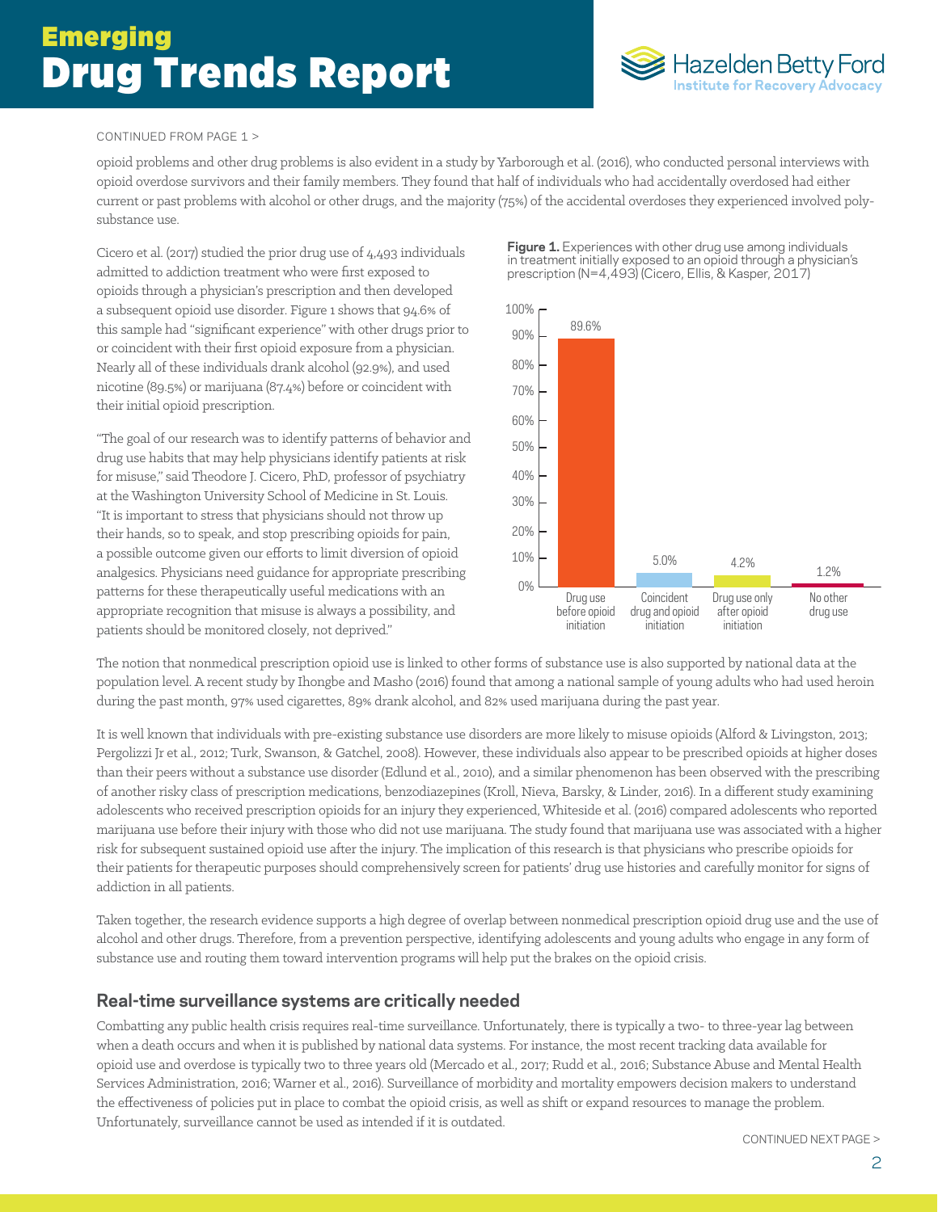CONTINUED FROM PAGE 1 >

opioid problems and other drug problems is also evident in a study by Yarborough et al. (2016), who conducted personal interviews with opioid overdose survivors and their family members. They found that half of individuals who had accidentally overdosed had either current or past problems with alcohol or other drugs, and the majority (75%) of the accidental overdoses they experienced involved poly-substance use.

Cicero et al. (2017) studied the prior drug use of 4,493 individuals admitted to addiction treatment who were first exposed to opioids through a physician's prescription and then developed a subsequent opioid use disorder. Figure 1 shows that 94.6% of this sample had "significant experience" with other drugs prior to or coincident with their first opioid exposure from a physician. Nearly all of these individuals drank alcohol (92.9%), and used nicotine (89.5%) or marijuana (87.4%) before or coincident with their initial opioid prescription.

"The goal of our research was to identify patterns of behavior and drug use habits that may help physicians identify patients at risk for misuse," said Theodore J. Cicero, PhD, professor of psychiatry at the Washington University School of Medicine in St. Louis. "It is important to stress that physicians should not throw up their hands, so to speak, and stop prescribing opioids for pain, a possible outcome given our efforts to limit diversion of opioid analgesics. Physicians need guidance for appropriate prescribing patterns for these therapeutically useful medications with an appropriate recognition that misuse is always a possibility, and patients should be monitored closely, not deprived."

**Figure 1.** Experiences with other drug use among individuals in treatment initially exposed to an opioid through a physician's prescription (N=4,493) (Cicero, Ellis, & Kasper, 2017)

| Category | Percentage |
|---|---|
| Drug use before opioid initiation | 89.6% |
| Coincident drug and opioid initiation | 5.0% |
| Drug use only after opioid initiation | 4.2% |
| No other drug use | 1.2% |

The notion that nonmedical prescription opioid use is linked to other forms of substance use is also supported by national data at the population level. A recent study by Ihongbe and Masho (2016) found that among a national sample of young adults who had used heroin during the past month, 97% used cigarettes, 89% drank alcohol, and 82% used marijuana during the past year.

It is well known that individuals with pre-existing substance use disorders are more likely to misuse opioids (Alford & Livingston, 2013; Pergolizzi Jr et al., 2012; Turk, Swanson, & Gatchel, 2008). However, these individuals also appear to be prescribed opioids at higher doses than their peers without a substance use disorder (Edlund et al., 2010), and a similar phenomenon has been observed with the prescribing of another risky class of prescription medications, benzodiazepines (Kroll, Nieva, Barsky, & Linder, 2016). In a different study examining adolescents who received prescription opioids for an injury they experienced, Whiteside et al. (2016) compared adolescents who reported marijuana use before their injury with those who did not use marijuana. The study found that marijuana use was associated with a higher risk for subsequent sustained opioid use after the injury. The implication of this research is that physicians who prescribe opioids for their patients for therapeutic purposes should comprehensively screen for patients' drug use histories and carefully monitor for signs of addiction in all patients.

Taken together, the research evidence supports a high degree of overlap between nonmedical prescription opioid drug use and the use of alcohol and other drugs. Therefore, from a prevention perspective, identifying adolescents and young adults who engage in any form of substance use and routing them toward intervention programs will help put the brakes on the opioid crisis.

## Real-time surveillance systems are critically needed

Combatting any public health crisis requires real-time surveillance. Unfortunately, there is typically a two- to three-year lag between when a death occurs and when it is published by national data systems. For instance, the most recent tracking data available for opioid use and overdose is typically two to three years old (Mercado et al., 2017; Rudd et al., 2016; Substance Abuse and Mental Health Services Administration, 2016; Warner et al., 2016). Surveillance of morbidity and mortality empowers decision makers to understand the effectiveness of policies put in place to combat the opioid crisis, as well as shift or expand resources to manage the problem. Unfortunately, surveillance cannot be used as intended if it is outdated.

CONTINUED NEXT PAGE >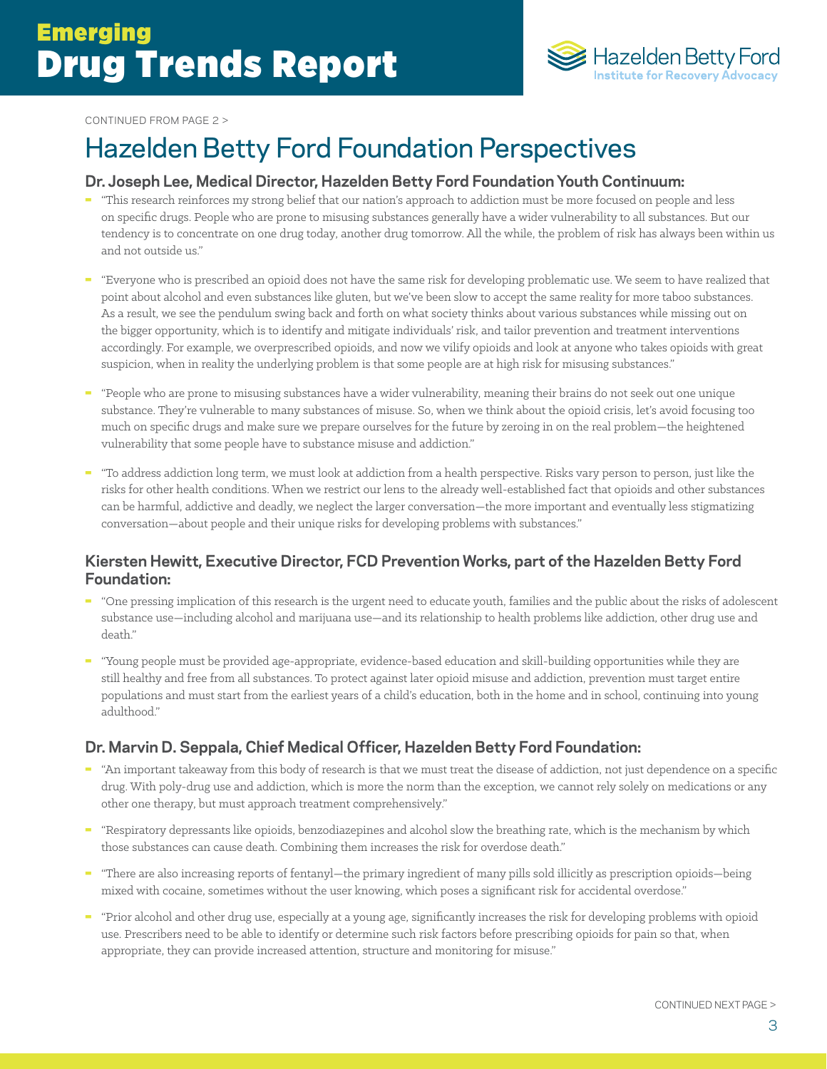CONTINUED FROM PAGE 2 >

# Hazelden Betty Ford Foundation Perspectives

### Dr. Joseph Lee, Medical Director, Hazelden Betty Ford Foundation Youth Continuum:

- "This research reinforces my strong belief that our nation's approach to addiction must be more focused on people and less on specific drugs. People who are prone to misusing substances generally have a wider vulnerability to all substances. But our tendency is to concentrate on one drug today, another drug tomorrow. All the while, the problem of risk has always been within us and not outside us."

- "Everyone who is prescribed an opioid does not have the same risk for developing problematic use. We seem to have realized that point about alcohol and even substances like gluten, but we've been slow to accept the same reality for more taboo substances. As a result, we see the pendulum swing back and forth on what society thinks about various substances while missing out on the bigger opportunity, which is to identify and mitigate individuals' risk, and tailor prevention and treatment interventions accordingly. For example, we overprescribed opioids, and now we vilify opioids and look at anyone who takes opioids with great suspicion, when in reality the underlying problem is that some people are at high risk for misusing substances."

- "People who are prone to misusing substances have a wider vulnerability, meaning their brains do not seek out one unique substance. They're vulnerable to many substances of misuse. So, when we think about the opioid crisis, let's avoid focusing too much on specific drugs and make sure we prepare ourselves for the future by zeroing in on the real problem—the heightened vulnerability that some people have to substance misuse and addiction."

- "To address addiction long term, we must look at addiction from a health perspective. Risks vary person to person, just like the risks for other health conditions. When we restrict our lens to the already well-established fact that opioids and other substances can be harmful, addictive and deadly, we neglect the larger conversation—the more important and eventually less stigmatizing conversation—about people and their unique risks for developing problems with substances."

### Kiersten Hewitt, Executive Director, FCD Prevention Works, part of the Hazelden Betty Ford Foundation:

- "One pressing implication of this research is the urgent need to educate youth, families and the public about the risks of adolescent substance use—including alcohol and marijuana use—and its relationship to health problems like addiction, other drug use and death."

- "Young people must be provided age-appropriate, evidence-based education and skill-building opportunities while they are still healthy and free from all substances. To protect against later opioid misuse and addiction, prevention must target entire populations and must start from the earliest years of a child's education, both in the home and in school, continuing into young adulthood."

### Dr. Marvin D. Seppala, Chief Medical Officer, Hazelden Betty Ford Foundation:

- "An important takeaway from this body of research is that we must treat the disease of addiction, not just dependence on a specific drug. With poly-drug use and addiction, which is more the norm than the exception, we cannot rely solely on medications or any other one therapy, but must approach treatment comprehensively."

- "Respiratory depressants like opioids, benzodiazepines and alcohol slow the breathing rate, which is the mechanism by which those substances can cause death. Combining them increases the risk for overdose death."

- "There are also increasing reports of fentanyl—the primary ingredient of many pills sold illicitly as prescription opioids—being mixed with cocaine, sometimes without the user knowing, which poses a significant risk for accidental overdose."

- "Prior alcohol and other drug use, especially at a young age, significantly increases the risk for developing problems with opioid use. Prescribers need to be able to identify or determine such risk factors before prescribing opioids for pain so that, when appropriate, they can provide increased attention, structure and monitoring for misuse."

CONTINUED NEXT PAGE >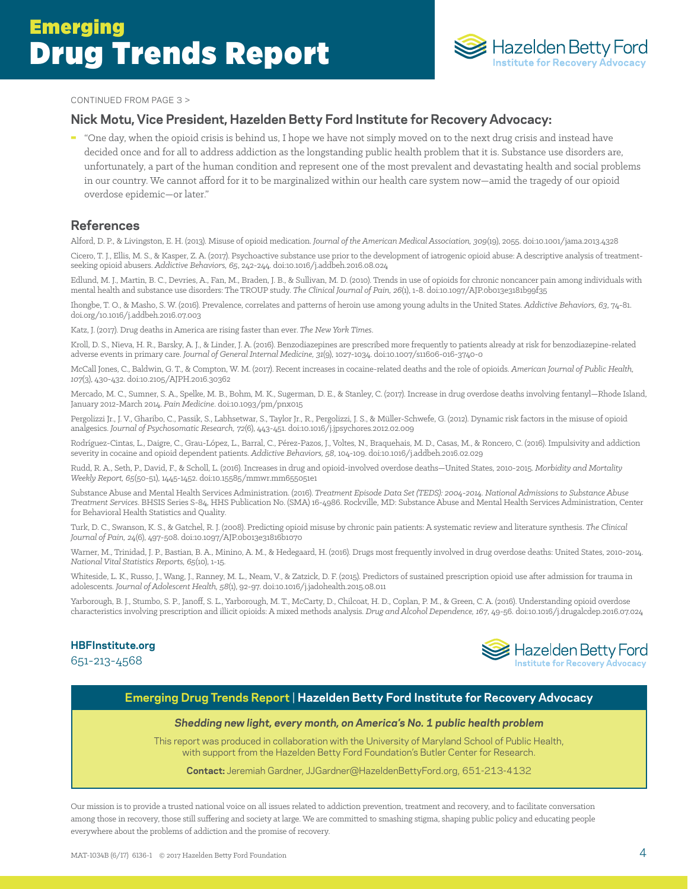# Emerging Drug Trends Report

CONTINUED FROM PAGE 3 >

### Nick Motu, Vice President, Hazelden Betty Ford Institute for Recovery Advocacy:

- "One day, when the opioid crisis is behind us, I hope we have not simply moved on to the next drug crisis and instead have decided once and for all to address addiction as the longstanding public health problem that it is. Substance use disorders are, unfortunately, a part of the human condition and represent one of the most prevalent and devastating health and social problems in our country. We cannot afford for it to be marginalized within our health care system now—amid the tragedy of our opioid overdose epidemic—or later."

## References

Alford, D. P., & Livingston, E. H. (2013). Misuse of opioid medication. *Journal of the American Medical Association, 309*(19), 2055. doi:10.1001/jama.2013.4328

Cicero, T. J., Ellis, M. S., & Kasper, Z. A. (2017). Psychoactive substance use prior to the development of iatrogenic opioid abuse: A descriptive analysis of treatment-seeking opioid abusers. *Addictive Behaviors, 65*, 242-244. doi:10.1016/j.addbeh.2016.08.024

Edlund, M. J., Martin, B. C., Devries, A., Fan, M., Braden, J. B., & Sullivan, M. D. (2010). Trends in use of opioids for chronic noncancer pain among individuals with mental health and substance use disorders: The TROUP study. *The Clinical Journal of Pain, 26*(1), 1-8. doi:10.1097/AJP.0b013e3181b99f35

Ihongbe, T. O., & Masho, S. W. (2016). Prevalence, correlates and patterns of heroin use among young adults in the United States. *Addictive Behaviors, 63*, 74-81. doi.org/10.1016/j.addbeh.2016.07.003

Katz, J. (2017). Drug deaths in America are rising faster than ever. *The New York Times*.

Kroll, D. S., Nieva, H. R., Barsky, A. J., & Linder, J. A. (2016). Benzodiazepines are prescribed more frequently to patients already at risk for benzodiazepine-related adverse events in primary care. *Journal of General Internal Medicine, 31*(9), 1027-1034. doi:10.1007/s11606-016-3740-0

McCall Jones, C., Baldwin, G. T., & Compton, W. M. (2017). Recent increases in cocaine-related deaths and the role of opioids. *American Journal of Public Health, 107*(3), 430-432. doi:10.2105/AJPH.2016.30362

Mercado, M. C., Sumner, S. A., Spelke, M. B., Bohm, M. K., Sugerman, D. E., & Stanley, C. (2017). Increase in drug overdose deaths involving fentanyl—Rhode Island, January 2012-March 2014. *Pain Medicine*. doi:10.1093/pm/pnx015

Pergolizzi Jr., J. V., Gharibo, C., Passik, S., Labhsetwar, S., Taylor Jr., R., Pergolizzi, J. S., & Müller-Schwefe, G. (2012). Dynamic risk factors in the misuse of opioid analgesics. *Journal of Psychosomatic Research, 72*(6), 443-451. doi:10.1016/j.jpsychores.2012.02.009

Rodríguez-Cintas, L., Daigre, C., Grau-López, L., Barral, C., Pérez-Pazos, J., Voltes, N., Braquehais, M. D., Casas, M., & Roncero, C. (2016). Impulsivity and addiction severity in cocaine and opioid dependent patients. *Addictive Behaviors, 58*, 104-109. doi:10.1016/j.addbeh.2016.02.029

Rudd, R. A., Seth, P., David, F., & Scholl, L. (2016). Increases in drug and opioid-involved overdose deaths—United States, 2010-2015. *Morbidity and Mortality Weekly Report, 65*(50-51), 1445-1452. doi:10.15585/mmwr.mm655051e1

Substance Abuse and Mental Health Services Administration. (2016). *Treatment Episode Data Set (TEDS): 2004-2014. National Admissions to Substance Abuse Treatment Services*. BHSIS Series S-84, HHS Publication No. (SMA) 16-4986. Rockville, MD: Substance Abuse and Mental Health Services Administration, Center for Behavioral Health Statistics and Quality.

Turk, D. C., Swanson, K. S., & Gatchel, R. J. (2008). Predicting opioid misuse by chronic pain patients: A systematic review and literature synthesis. *The Clinical Journal of Pain, 24*(6), 497-508. doi:10.1097/AJP.0b013e31816b1070

Warner, M., Trinidad, J. P., Bastian, B. A., Minino, A. M., & Hedegaard, H. (2016). Drugs most frequently involved in drug overdose deaths: United States, 2010-2014. *National Vital Statistics Reports, 65*(10), 1-15.

Whiteside, L. K., Russo, J., Wang, J., Ranney, M. L., Neam, V., & Zatzick, D. F. (2015). Predictors of sustained prescription opioid use after admission for trauma in adolescents. *Journal of Adolescent Health, 58*(1), 92-97. doi:10.1016/j.jadohealth.2015.08.011

Yarborough, B. J., Stumbo, S. P., Janoff, S. L., Yarborough, M. T., McCarty, D., Chilcoat, H. D., Coplan, P. M., & Green, C. A. (2016). Understanding opioid overdose characteristics involving prescription and illicit opioids: A mixed methods analysis. *Drug and Alcohol Dependence, 167*, 49-56. doi:10.1016/j.drugalcdep.2016.07.024

**HBFInstitute.org**
651-213-4568

Hazelden Betty Ford
Institute for Recovery Advocacy

**Emerging Drug Trends Report | Hazelden Betty Ford Institute for Recovery Advocacy**

***Shedding new light, every month, on America's No. 1 public health problem***

This report was produced in collaboration with the University of Maryland School of Public Health, with support from the Hazelden Betty Ford Foundation's Butler Center for Research.

**Contact:** Jeremiah Gardner, JJGardner@HazeldenBettyFord.org, 651-213-4132

Our mission is to provide a trusted national voice on all issues related to addiction prevention, treatment and recovery, and to facilitate conversation among those in recovery, those still suffering and society at large. We are committed to smashing stigma, shaping public policy and educating people everywhere about the problems of addiction and the promise of recovery.

MAT-1034B (6/17) 6136-1 © 2017 Hazelden Betty Ford Foundation